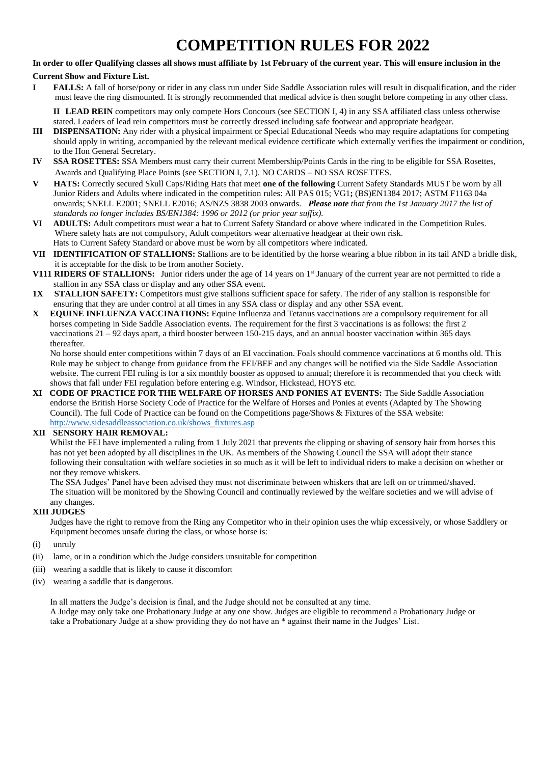# COMPETITION RULES FOR 2022

**In order to offer Qualifying classes all shows must affiliate by 1st February of the current year. This will ensure inclusion in the Current Show and Fixture List.**

**I FALLS:** A fall of horse/pony or rider in any class run under Side Saddle Association rules will result in disqualification, and the rider must leave the ring dismounted. It is strongly recommended that medical advice is then sought before competing in any other class.

**II LEAD REIN** competitors may only compete Hors Concours (see SECTION I, 4) in any SSA affiliated class unless otherwise stated. Leaders of lead rein competitors must be correctly dressed including safe footwear and appropriate headgear.

**III DISPENSATION:** Any rider with a physical impairment or Special Educational Needs who may require adaptations for competing should apply in writing, accompanied by the relevant medical evidence certificate which externally verifies the impairment or condition, to the Hon General Secretary.

**IV SSA ROSETTES:** SSA Members must carry their current Membership/Points Cards in the ring to be eligible for SSA Rosettes, Awards and Qualifying Place Points (see SECTION I, 7.1). NO CARDS – NO SSA ROSETTES.

**V HATS:** Correctly secured Skull Caps/Riding Hats that meet **one of the following** Current Safety Standards MUST be worn by all Junior Riders and Adults where indicated in the competition rules: All PAS 015; VG1**;** (BS)EN1384 2017; ASTM F1163 04a onwards; SNELL E2001; SNELL E2016; AS/NZS 3838 2003 onwards. ***Please note*** *that from the 1st January 2017 the list of standards no longer includes BS/EN1384: 1996 or 2012 (or prior year suffix).*

**VI ADULTS:** Adult competitors must wear a hat to Current Safety Standard or above where indicated in the Competition Rules. Where safety hats are not compulsory, Adult competitors wear alternative headgear at their own risk. Hats to Current Safety Standard or above must be worn by all competitors where indicated.

**VII IDENTIFICATION OF STALLIONS:** Stallions are to be identified by the horse wearing a blue ribbon in its tail AND a bridle disk, it is acceptable for the disk to be from another Society.

**V111 RIDERS OF STALLIONS:** Junior riders under the age of 14 years on 1st January of the current year are not permitted to ride a stallion in any SSA class or display and any other SSA event.

**1X STALLION SAFETY:** Competitors must give stallions sufficient space for safety. The rider of any stallion is responsible for ensuring that they are under control at all times in any SSA class or display and any other SSA event.

**X EQUINE INFLUENZA VACCINATIONS:** Equine Influenza and Tetanus vaccinations are a compulsory requirement for all horses competing in Side Saddle Association events. The requirement for the first 3 vaccinations is as follows: the first 2 vaccinations 21 – 92 days apart, a third booster between 150-215 days, and an annual booster vaccination within 365 days thereafter.

No horse should enter competitions within 7 days of an EI vaccination. Foals should commence vaccinations at 6 months old. This Rule may be subject to change from guidance from the FEI/BEF and any changes will be notified via the Side Saddle Association website. The current FEI ruling is for a six monthly booster as opposed to annual; therefore it is recommended that you check with shows that fall under FEI regulation before entering e.g. Windsor, Hickstead, HOYS etc.

**XI CODE OF PRACTICE FOR THE WELFARE OF HORSES AND PONIES AT EVENTS:** The Side Saddle Association endorse the British Horse Society Code of Practice for the Welfare of Horses and Ponies at events (Adapted by The Showing Council). The full Code of Practice can be found on the Competitions page/Shows & Fixtures of the SSA website: http://www.sidesaddleassociation.co.uk/shows_fixtures.asp

**XII SENSORY HAIR REMOVAL:**

Whilst the FEI have implemented a ruling from 1 July 2021 that prevents the clipping or shaving of sensory hair from horses this has not yet been adopted by all disciplines in the UK. As members of the Showing Council the SSA will adopt their stance following their consultation with welfare societies in so much as it will be left to individual riders to make a decision on whether or not they remove whiskers.

The SSA Judges' Panel have been advised they must not discriminate between whiskers that are left on or trimmed/shaved. The situation will be monitored by the Showing Council and continually reviewed by the welfare societies and we will advise of any changes.

**XIII JUDGES**

Judges have the right to remove from the Ring any Competitor who in their opinion uses the whip excessively, or whose Saddlery or Equipment becomes unsafe during the class, or whose horse is:

(i) unruly

(ii) lame, or in a condition which the Judge considers unsuitable for competition

(iii) wearing a saddle that is likely to cause it discomfort

(iv) wearing a saddle that is dangerous.

In all matters the Judge's decision is final, and the Judge should not be consulted at any time.
A Judge may only take one Probationary Judge at any one show. Judges are eligible to recommend a Probationary Judge or take a Probationary Judge at a show providing they do not have an * against their name in the Judges' List.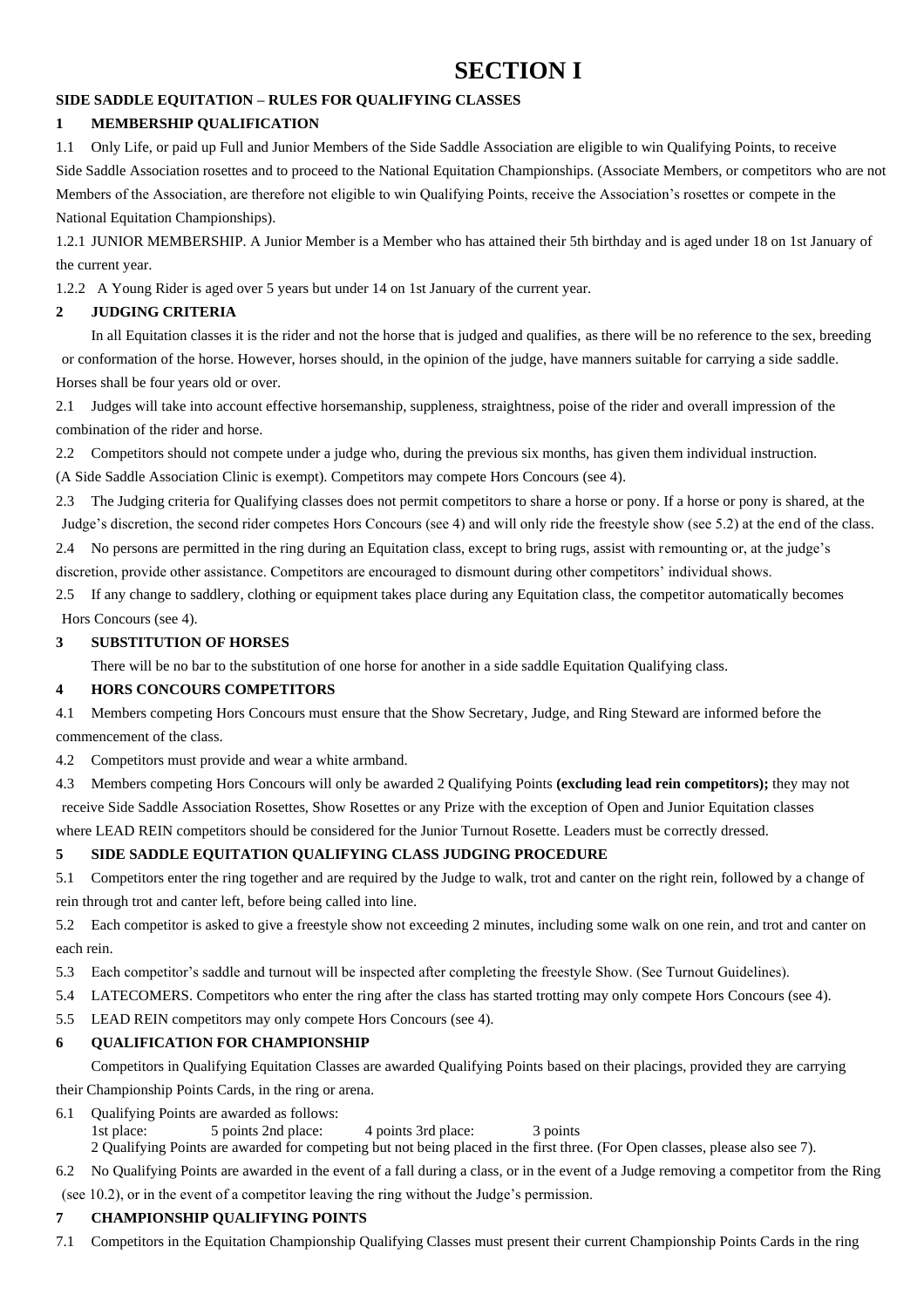# SECTION I

**SIDE SADDLE EQUITATION – RULES FOR QUALIFYING CLASSES**

**1 MEMBERSHIP QUALIFICATION**

1.1 Only Life, or paid up Full and Junior Members of the Side Saddle Association are eligible to win Qualifying Points, to receive Side Saddle Association rosettes and to proceed to the National Equitation Championships. (Associate Members, or competitors who are not Members of the Association, are therefore not eligible to win Qualifying Points, receive the Association's rosettes or compete in the National Equitation Championships).

1.2.1 JUNIOR MEMBERSHIP. A Junior Member is a Member who has attained their 5th birthday and is aged under 18 on 1st January of the current year.

1.2.2 A Young Rider is aged over 5 years but under 14 on 1st January of the current year.

**2 JUDGING CRITERIA**

In all Equitation classes it is the rider and not the horse that is judged and qualifies, as there will be no reference to the sex, breeding or conformation of the horse. However, horses should, in the opinion of the judge, have manners suitable for carrying a side saddle. Horses shall be four years old or over.

2.1 Judges will take into account effective horsemanship, suppleness, straightness, poise of the rider and overall impression of the combination of the rider and horse.

2.2 Competitors should not compete under a judge who, during the previous six months, has given them individual instruction. (A Side Saddle Association Clinic is exempt). Competitors may compete Hors Concours (see 4).

2.3 The Judging criteria for Qualifying classes does not permit competitors to share a horse or pony. If a horse or pony is shared, at the Judge's discretion, the second rider competes Hors Concours (see 4) and will only ride the freestyle show (see 5.2) at the end of the class.

2.4 No persons are permitted in the ring during an Equitation class, except to bring rugs, assist with remounting or, at the judge's discretion, provide other assistance. Competitors are encouraged to dismount during other competitors' individual shows.

2.5 If any change to saddlery, clothing or equipment takes place during any Equitation class, the competitor automatically becomes Hors Concours (see 4).

**3 SUBSTITUTION OF HORSES**

There will be no bar to the substitution of one horse for another in a side saddle Equitation Qualifying class.

**4 HORS CONCOURS COMPETITORS**

4.1 Members competing Hors Concours must ensure that the Show Secretary, Judge, and Ring Steward are informed before the commencement of the class.

4.2 Competitors must provide and wear a white armband.

4.3 Members competing Hors Concours will only be awarded 2 Qualifying Points **(excluding lead rein competitors);** they may not receive Side Saddle Association Rosettes, Show Rosettes or any Prize with the exception of Open and Junior Equitation classes where LEAD REIN competitors should be considered for the Junior Turnout Rosette. Leaders must be correctly dressed.

**5 SIDE SADDLE EQUITATION QUALIFYING CLASS JUDGING PROCEDURE**

5.1 Competitors enter the ring together and are required by the Judge to walk, trot and canter on the right rein, followed by a change of rein through trot and canter left, before being called into line.

5.2 Each competitor is asked to give a freestyle show not exceeding 2 minutes, including some walk on one rein, and trot and canter on each rein.

5.3 Each competitor's saddle and turnout will be inspected after completing the freestyle Show. (See Turnout Guidelines).

5.4 LATECOMERS. Competitors who enter the ring after the class has started trotting may only compete Hors Concours (see 4).

5.5 LEAD REIN competitors may only compete Hors Concours (see 4).

**6 QUALIFICATION FOR CHAMPIONSHIP**

Competitors in Qualifying Equitation Classes are awarded Qualifying Points based on their placings, provided they are carrying their Championship Points Cards, in the ring or arena.

6.1 Qualifying Points are awarded as follows:
1st place: 5 points 2nd place: 4 points 3rd place: 3 points
2 Qualifying Points are awarded for competing but not being placed in the first three. (For Open classes, please also see 7).

6.2 No Qualifying Points are awarded in the event of a fall during a class, or in the event of a Judge removing a competitor from the Ring (see 10.2), or in the event of a competitor leaving the ring without the Judge's permission.

**7 CHAMPIONSHIP QUALIFYING POINTS**

7.1 Competitors in the Equitation Championship Qualifying Classes must present their current Championship Points Cards in the ring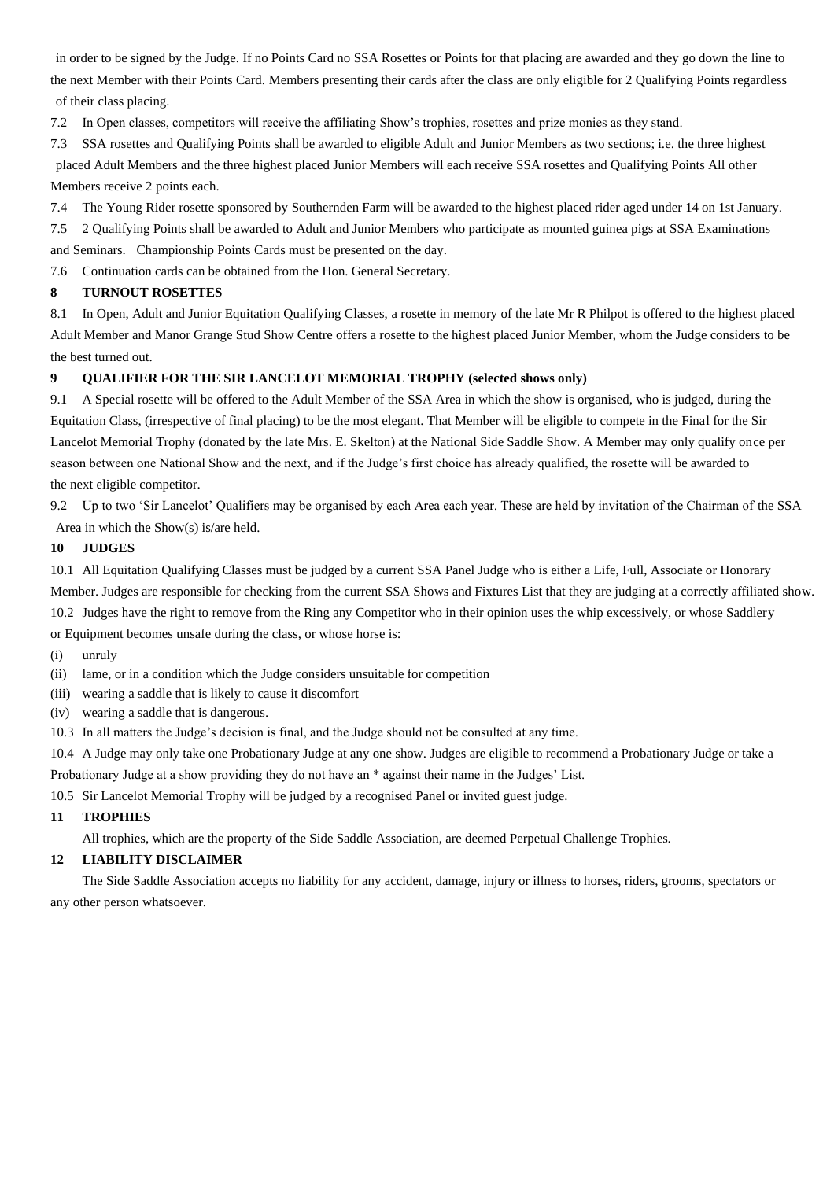in order to be signed by the Judge. If no Points Card no SSA Rosettes or Points for that placing are awarded and they go down the line to the next Member with their Points Card. Members presenting their cards after the class are only eligible for 2 Qualifying Points regardless of their class placing.

7.2 In Open classes, competitors will receive the affiliating Show's trophies, rosettes and prize monies as they stand.

7.3 SSA rosettes and Qualifying Points shall be awarded to eligible Adult and Junior Members as two sections; i.e. the three highest placed Adult Members and the three highest placed Junior Members will each receive SSA rosettes and Qualifying Points All other Members receive 2 points each.

7.4 The Young Rider rosette sponsored by Southernden Farm will be awarded to the highest placed rider aged under 14 on 1st January.

7.5 2 Qualifying Points shall be awarded to Adult and Junior Members who participate as mounted guinea pigs at SSA Examinations and Seminars. Championship Points Cards must be presented on the day.

7.6 Continuation cards can be obtained from the Hon. General Secretary.

## 8 TURNOUT ROSETTES

8.1 In Open, Adult and Junior Equitation Qualifying Classes, a rosette in memory of the late Mr R Philpot is offered to the highest placed Adult Member and Manor Grange Stud Show Centre offers a rosette to the highest placed Junior Member, whom the Judge considers to be the best turned out.

## 9 QUALIFIER FOR THE SIR LANCELOT MEMORIAL TROPHY (selected shows only)

9.1 A Special rosette will be offered to the Adult Member of the SSA Area in which the show is organised, who is judged, during the Equitation Class, (irrespective of final placing) to be the most elegant. That Member will be eligible to compete in the Final for the Sir Lancelot Memorial Trophy (donated by the late Mrs. E. Skelton) at the National Side Saddle Show. A Member may only qualify once per season between one National Show and the next, and if the Judge's first choice has already qualified, the rosette will be awarded to the next eligible competitor.

9.2 Up to two 'Sir Lancelot' Qualifiers may be organised by each Area each year. These are held by invitation of the Chairman of the SSA Area in which the Show(s) is/are held.

## 10 JUDGES

10.1 All Equitation Qualifying Classes must be judged by a current SSA Panel Judge who is either a Life, Full, Associate or Honorary Member. Judges are responsible for checking from the current SSA Shows and Fixtures List that they are judging at a correctly affiliated show.

10.2 Judges have the right to remove from the Ring any Competitor who in their opinion uses the whip excessively, or whose Saddlery or Equipment becomes unsafe during the class, or whose horse is:

(i) unruly
(ii) lame, or in a condition which the Judge considers unsuitable for competition
(iii) wearing a saddle that is likely to cause it discomfort
(iv) wearing a saddle that is dangerous.

10.3 In all matters the Judge's decision is final, and the Judge should not be consulted at any time.

10.4 A Judge may only take one Probationary Judge at any one show. Judges are eligible to recommend a Probationary Judge or take a Probationary Judge at a show providing they do not have an * against their name in the Judges' List.

10.5 Sir Lancelot Memorial Trophy will be judged by a recognised Panel or invited guest judge.

## 11 TROPHIES

All trophies, which are the property of the Side Saddle Association, are deemed Perpetual Challenge Trophies.

## 12 LIABILITY DISCLAIMER

The Side Saddle Association accepts no liability for any accident, damage, injury or illness to horses, riders, grooms, spectators or any other person whatsoever.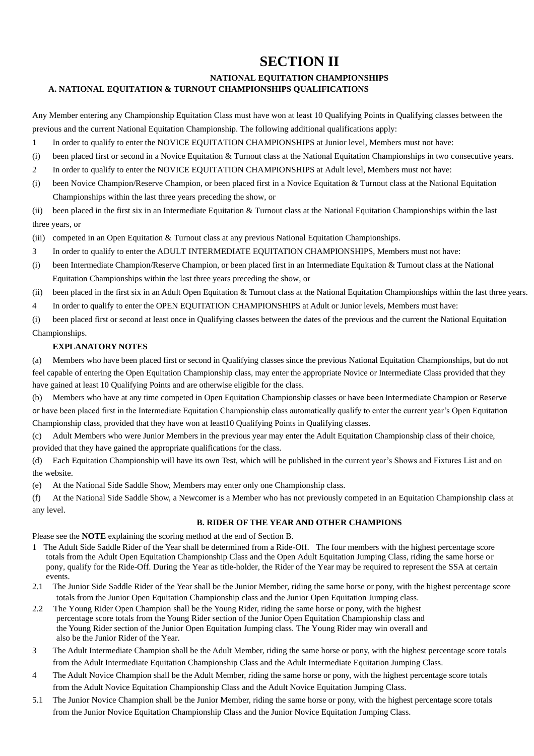# SECTION II

## NATIONAL EQUITATION CHAMPIONSHIPS

### A. NATIONAL EQUITATION & TURNOUT CHAMPIONSHIPS QUALIFICATIONS

Any Member entering any Championship Equitation Class must have won at least 10 Qualifying Points in Qualifying classes between the previous and the current National Equitation Championship. The following additional qualifications apply:

1 In order to qualify to enter the NOVICE EQUITATION CHAMPIONSHIPS at Junior level, Members must not have:

(i) been placed first or second in a Novice Equitation & Turnout class at the National Equitation Championships in two consecutive years.

2 In order to qualify to enter the NOVICE EQUITATION CHAMPIONSHIPS at Adult level, Members must not have:

(i) been Novice Champion/Reserve Champion, or been placed first in a Novice Equitation & Turnout class at the National Equitation Championships within the last three years preceding the show, or

(ii) been placed in the first six in an Intermediate Equitation & Turnout class at the National Equitation Championships within the last three years, or

(iii) competed in an Open Equitation & Turnout class at any previous National Equitation Championships.

3 In order to qualify to enter the ADULT INTERMEDIATE EQUITATION CHAMPIONSHIPS, Members must not have:

(i) been Intermediate Champion/Reserve Champion, or been placed first in an Intermediate Equitation & Turnout class at the National Equitation Championships within the last three years preceding the show, or

(ii) been placed in the first six in an Adult Open Equitation & Turnout class at the National Equitation Championships within the last three years.

4 In order to qualify to enter the OPEN EQUITATION CHAMPIONSHIPS at Adult or Junior levels, Members must have:

(i) been placed first or second at least once in Qualifying classes between the dates of the previous and the current the National Equitation Championships.

**EXPLANATORY NOTES**

(a) Members who have been placed first or second in Qualifying classes since the previous National Equitation Championships, but do not feel capable of entering the Open Equitation Championship class, may enter the appropriate Novice or Intermediate Class provided that they have gained at least 10 Qualifying Points and are otherwise eligible for the class.

(b) Members who have at any time competed in Open Equitation Championship classes or have been Intermediate Champion or Reserve or have been placed first in the Intermediate Equitation Championship class automatically qualify to enter the current year's Open Equitation Championship class, provided that they have won at least10 Qualifying Points in Qualifying classes.

(c) Adult Members who were Junior Members in the previous year may enter the Adult Equitation Championship class of their choice, provided that they have gained the appropriate qualifications for the class.

(d) Each Equitation Championship will have its own Test, which will be published in the current year's Shows and Fixtures List and on the website.

(e) At the National Side Saddle Show, Members may enter only one Championship class.

(f) At the National Side Saddle Show, a Newcomer is a Member who has not previously competed in an Equitation Championship class at any level.

### B. RIDER OF THE YEAR AND OTHER CHAMPIONS

Please see the **NOTE** explaining the scoring method at the end of Section B.

1 The Adult Side Saddle Rider of the Year shall be determined from a Ride-Off. The four members with the highest percentage score totals from the Adult Open Equitation Championship Class and the Open Adult Equitation Jumping Class, riding the same horse or pony, qualify for the Ride-Off. During the Year as title-holder, the Rider of the Year may be required to represent the SSA at certain events.

2.1 The Junior Side Saddle Rider of the Year shall be the Junior Member, riding the same horse or pony, with the highest percentage score totals from the Junior Open Equitation Championship class and the Junior Open Equitation Jumping class.

2.2 The Young Rider Open Champion shall be the Young Rider, riding the same horse or pony, with the highest percentage score totals from the Young Rider section of the Junior Open Equitation Championship class and the Young Rider section of the Junior Open Equitation Jumping class. The Young Rider may win overall and also be the Junior Rider of the Year.

3 The Adult Intermediate Champion shall be the Adult Member, riding the same horse or pony, with the highest percentage score totals from the Adult Intermediate Equitation Championship Class and the Adult Intermediate Equitation Jumping Class.

4 The Adult Novice Champion shall be the Adult Member, riding the same horse or pony, with the highest percentage score totals from the Adult Novice Equitation Championship Class and the Adult Novice Equitation Jumping Class.

5.1 The Junior Novice Champion shall be the Junior Member, riding the same horse or pony, with the highest percentage score totals from the Junior Novice Equitation Championship Class and the Junior Novice Equitation Jumping Class.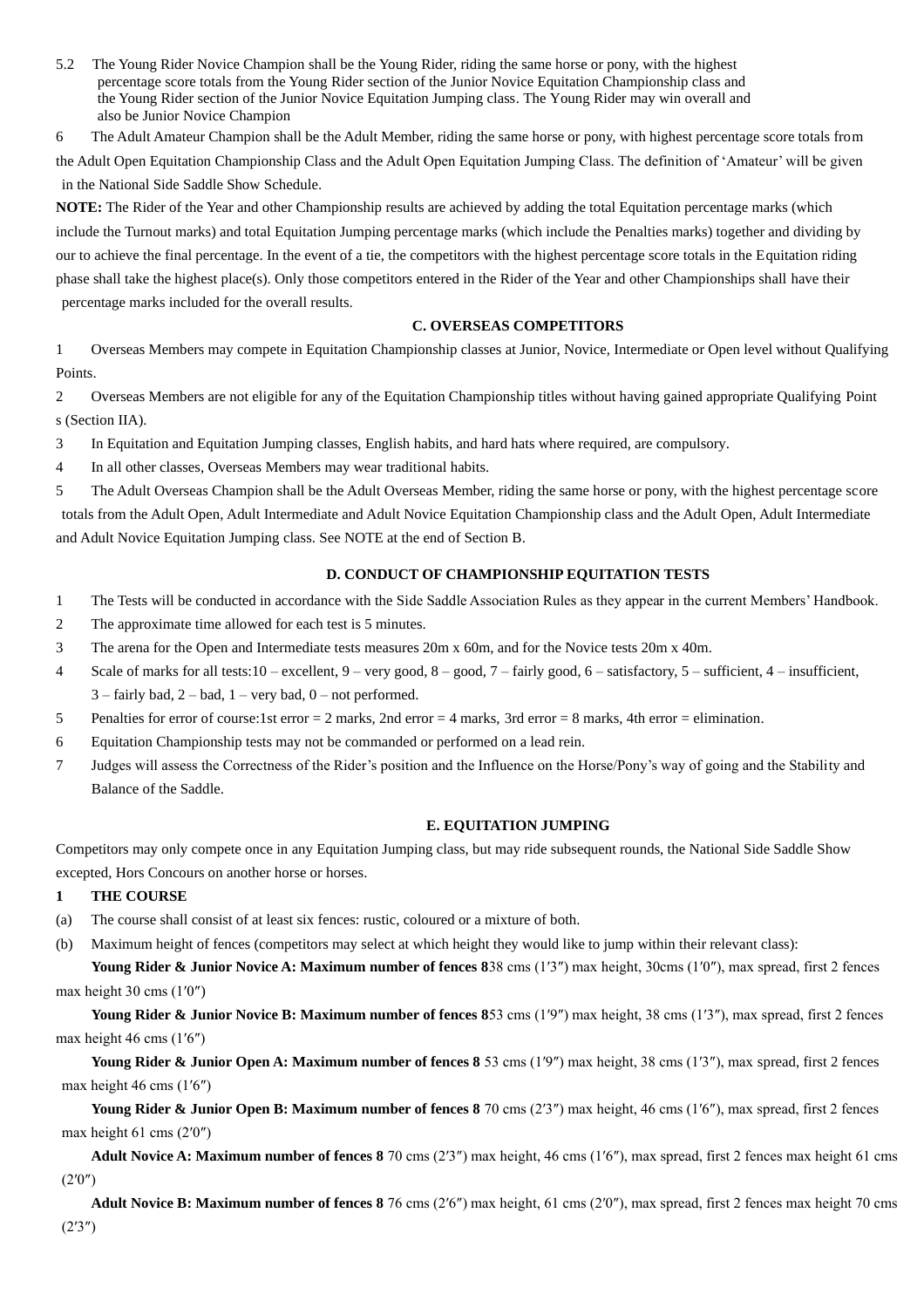5.2 The Young Rider Novice Champion shall be the Young Rider, riding the same horse or pony, with the highest percentage score totals from the Young Rider section of the Junior Novice Equitation Championship class and the Young Rider section of the Junior Novice Equitation Jumping class. The Young Rider may win overall and also be Junior Novice Champion

6 The Adult Amateur Champion shall be the Adult Member, riding the same horse or pony, with highest percentage score totals from the Adult Open Equitation Championship Class and the Adult Open Equitation Jumping Class. The definition of 'Amateur' will be given in the National Side Saddle Show Schedule.

**NOTE:** The Rider of the Year and other Championship results are achieved by adding the total Equitation percentage marks (which include the Turnout marks) and total Equitation Jumping percentage marks (which include the Penalties marks) together and dividing by our to achieve the final percentage. In the event of a tie, the competitors with the highest percentage score totals in the Equitation riding phase shall take the highest place(s). Only those competitors entered in the Rider of the Year and other Championships shall have their percentage marks included for the overall results.

### C. OVERSEAS COMPETITORS

1 Overseas Members may compete in Equitation Championship classes at Junior, Novice, Intermediate or Open level without Qualifying Points.

2 Overseas Members are not eligible for any of the Equitation Championship titles without having gained appropriate Qualifying Point s (Section IIA).

3 In Equitation and Equitation Jumping classes, English habits, and hard hats where required, are compulsory.

4 In all other classes, Overseas Members may wear traditional habits.

5 The Adult Overseas Champion shall be the Adult Overseas Member, riding the same horse or pony, with the highest percentage score totals from the Adult Open, Adult Intermediate and Adult Novice Equitation Championship class and the Adult Open, Adult Intermediate and Adult Novice Equitation Jumping class. See NOTE at the end of Section B.

### D. CONDUCT OF CHAMPIONSHIP EQUITATION TESTS

1 The Tests will be conducted in accordance with the Side Saddle Association Rules as they appear in the current Members' Handbook.

2 The approximate time allowed for each test is 5 minutes.

3 The arena for the Open and Intermediate tests measures 20m x 60m, and for the Novice tests 20m x 40m.

4 Scale of marks for all tests:10 – excellent, 9 – very good, 8 – good, 7 – fairly good, 6 – satisfactory, 5 – sufficient, 4 – insufficient, 3 – fairly bad, 2 – bad, 1 – very bad, 0 – not performed.

5 Penalties for error of course:1st error = 2 marks, 2nd error = 4 marks, 3rd error = 8 marks, 4th error = elimination.

6 Equitation Championship tests may not be commanded or performed on a lead rein.

7 Judges will assess the Correctness of the Rider's position and the Influence on the Horse/Pony's way of going and the Stability and Balance of the Saddle.

### E. EQUITATION JUMPING

Competitors may only compete once in any Equitation Jumping class, but may ride subsequent rounds, the National Side Saddle Show excepted, Hors Concours on another horse or horses.

**1 THE COURSE**

(a) The course shall consist of at least six fences: rustic, coloured or a mixture of both.

(b) Maximum height of fences (competitors may select at which height they would like to jump within their relevant class):

**Young Rider & Junior Novice A: Maximum number of fences 8**38 cms (1′3″) max height, 30cms (1′0″), max spread, first 2 fences max height 30 cms (1′0″)

**Young Rider & Junior Novice B: Maximum number of fences 8**53 cms (1′9″) max height, 38 cms (1′3″), max spread, first 2 fences max height 46 cms (1′6″)

**Young Rider & Junior Open A: Maximum number of fences 8** 53 cms (1′9″) max height, 38 cms (1′3″), max spread, first 2 fences max height 46 cms (1′6″)

**Young Rider & Junior Open B: Maximum number of fences 8** 70 cms (2′3″) max height, 46 cms (1′6″), max spread, first 2 fences max height 61 cms (2′0″)

**Adult Novice A: Maximum number of fences 8** 70 cms (2′3″) max height, 46 cms (1′6″), max spread, first 2 fences max height 61 cms (2′0″)

**Adult Novice B: Maximum number of fences 8** 76 cms (2′6″) max height, 61 cms (2′0″), max spread, first 2 fences max height 70 cms (2′3″)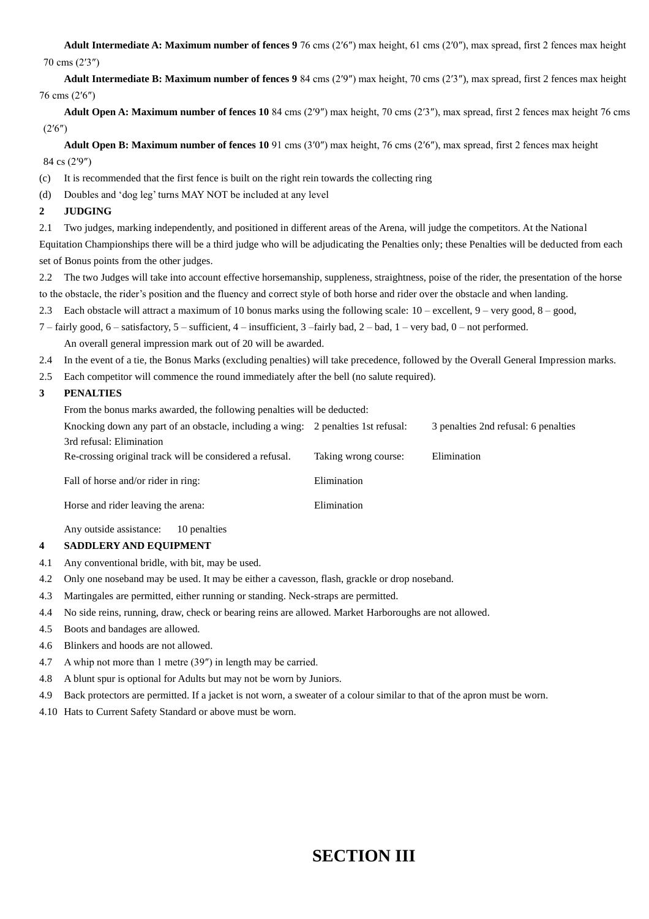**Adult Intermediate A: Maximum number of fences 9** 76 cms (2′6″) max height, 61 cms (2′0″), max spread, first 2 fences max height 70 cms (2′3″)

**Adult Intermediate B: Maximum number of fences 9** 84 cms (2′9″) max height, 70 cms (2′3″), max spread, first 2 fences max height 76 cms (2′6″)

**Adult Open A: Maximum number of fences 10** 84 cms (2′9″) max height, 70 cms (2′3″), max spread, first 2 fences max height 76 cms (2′6″)

**Adult Open B: Maximum number of fences 10** 91 cms (3′0″) max height, 76 cms (2′6″), max spread, first 2 fences max height 84 cs (2′9″)

(c) It is recommended that the first fence is built on the right rein towards the collecting ring

(d) Doubles and 'dog leg' turns MAY NOT be included at any level

**2 JUDGING**

2.1 Two judges, marking independently, and positioned in different areas of the Arena, will judge the competitors. At the National Equitation Championships there will be a third judge who will be adjudicating the Penalties only; these Penalties will be deducted from each set of Bonus points from the other judges.

2.2 The two Judges will take into account effective horsemanship, suppleness, straightness, poise of the rider, the presentation of the horse to the obstacle, the rider's position and the fluency and correct style of both horse and rider over the obstacle and when landing.

2.3 Each obstacle will attract a maximum of 10 bonus marks using the following scale: 10 – excellent, 9 – very good, 8 – good, 7 – fairly good, 6 – satisfactory, 5 – sufficient, 4 – insufficient, 3 –fairly bad, 2 – bad, 1 – very bad, 0 – not performed.

An overall general impression mark out of 20 will be awarded.

2.4 In the event of a tie, the Bonus Marks (excluding penalties) will take precedence, followed by the Overall General Impression marks.

2.5 Each competitor will commence the round immediately after the bell (no salute required).

**3 PENALTIES**

From the bonus marks awarded, the following penalties will be deducted:

Knocking down any part of an obstacle, including a wing: 2 penalties 1st refusal: 3 penalties 2nd refusal: 6 penalties 3rd refusal: Elimination

Re-crossing original track will be considered a refusal. Taking wrong course: Elimination

Fall of horse and/or rider in ring: Elimination

Horse and rider leaving the arena: Elimination

Any outside assistance: 10 penalties

**4 SADDLERY AND EQUIPMENT**

4.1 Any conventional bridle, with bit, may be used.

4.2 Only one noseband may be used. It may be either a cavesson, flash, grackle or drop noseband.

4.3 Martingales are permitted, either running or standing. Neck-straps are permitted.

4.4 No side reins, running, draw, check or bearing reins are allowed. Market Harboroughs are not allowed.

4.5 Boots and bandages are allowed.

4.6 Blinkers and hoods are not allowed.

4.7 A whip not more than 1 metre (39″) in length may be carried.

4.8 A blunt spur is optional for Adults but may not be worn by Juniors.

4.9 Back protectors are permitted. If a jacket is not worn, a sweater of a colour similar to that of the apron must be worn.

4.10 Hats to Current Safety Standard or above must be worn.

# SECTION III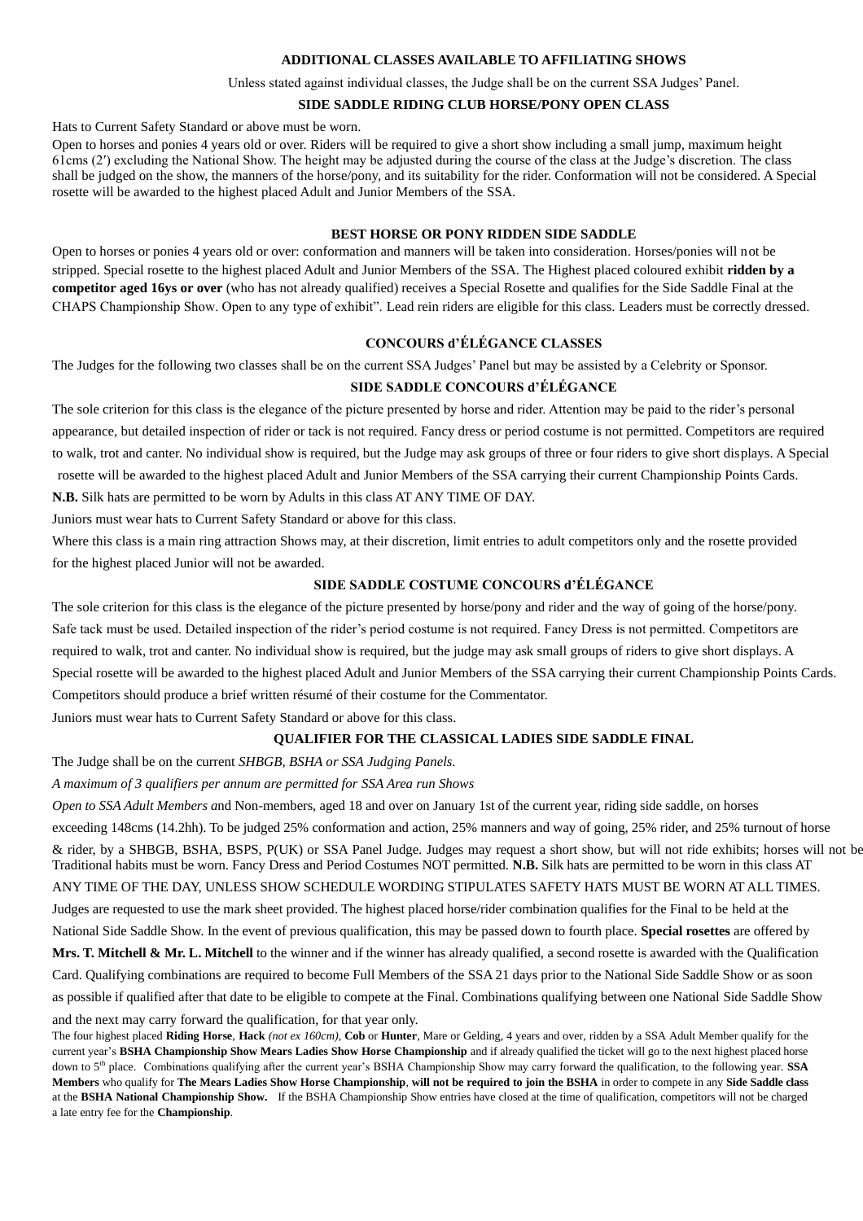## ADDITIONAL CLASSES AVAILABLE TO AFFILIATING SHOWS

Unless stated against individual classes, the Judge shall be on the current SSA Judges' Panel.

### SIDE SADDLE RIDING CLUB HORSE/PONY OPEN CLASS

Hats to Current Safety Standard or above must be worn.

Open to horses and ponies 4 years old or over. Riders will be required to give a short show including a small jump, maximum height 61cms (2′) excluding the National Show. The height may be adjusted during the course of the class at the Judge's discretion. The class shall be judged on the show, the manners of the horse/pony, and its suitability for the rider. Conformation will not be considered. A Special rosette will be awarded to the highest placed Adult and Junior Members of the SSA.

### BEST HORSE OR PONY RIDDEN SIDE SADDLE

Open to horses or ponies 4 years old or over: conformation and manners will be taken into consideration. Horses/ponies will not be stripped. Special rosette to the highest placed Adult and Junior Members of the SSA. The Highest placed coloured exhibit **ridden by a competitor aged 16ys or over** (who has not already qualified) receives a Special Rosette and qualifies for the Side Saddle Final at the CHAPS Championship Show. Open to any type of exhibit". Lead rein riders are eligible for this class. Leaders must be correctly dressed.

### CONCOURS d'ÉLÉGANCE CLASSES

The Judges for the following two classes shall be on the current SSA Judges' Panel but may be assisted by a Celebrity or Sponsor.

### SIDE SADDLE CONCOURS d'ÉLÉGANCE

The sole criterion for this class is the elegance of the picture presented by horse and rider. Attention may be paid to the rider's personal appearance, but detailed inspection of rider or tack is not required. Fancy dress or period costume is not permitted. Competitors are required to walk, trot and canter. No individual show is required, but the Judge may ask groups of three or four riders to give short displays. A Special rosette will be awarded to the highest placed Adult and Junior Members of the SSA carrying their current Championship Points Cards.

**N.B.** Silk hats are permitted to be worn by Adults in this class AT ANY TIME OF DAY.

Juniors must wear hats to Current Safety Standard or above for this class.

Where this class is a main ring attraction Shows may, at their discretion, limit entries to adult competitors only and the rosette provided for the highest placed Junior will not be awarded.

### SIDE SADDLE COSTUME CONCOURS d'ÉLÉGANCE

The sole criterion for this class is the elegance of the picture presented by horse/pony and rider and the way of going of the horse/pony. Safe tack must be used. Detailed inspection of the rider's period costume is not required. Fancy Dress is not permitted. Competitors are required to walk, trot and canter. No individual show is required, but the judge may ask small groups of riders to give short displays. A Special rosette will be awarded to the highest placed Adult and Junior Members of the SSA carrying their current Championship Points Cards. Competitors should produce a brief written résumé of their costume for the Commentator.

Juniors must wear hats to Current Safety Standard or above for this class.

### QUALIFIER FOR THE CLASSICAL LADIES SIDE SADDLE FINAL

The Judge shall be on the current *SHBGB, BSHA or SSA Judging Panels.*

*A maximum of 3 qualifiers per annum are permitted for SSA Area run Shows*

*Open to SSA Adult Members a*nd Non-members, aged 18 and over on January 1st of the current year, riding side saddle, on horses exceeding 148cms (14.2hh). To be judged 25% conformation and action, 25% manners and way of going, 25% rider, and 25% turnout of horse & rider, by a SHBGB, BSHA, BSPS, P(UK) or SSA Panel Judge. Judges may request a short show, but will not ride exhibits; horses will not be Traditional habits must be worn. Fancy Dress and Period Costumes NOT permitted. **N.B.** Silk hats are permitted to be worn in this class AT ANY TIME OF THE DAY, UNLESS SHOW SCHEDULE WORDING STIPULATES SAFETY HATS MUST BE WORN AT ALL TIMES. Judges are requested to use the mark sheet provided. The highest placed horse/rider combination qualifies for the Final to be held at the National Side Saddle Show. In the event of previous qualification, this may be passed down to fourth place. **Special rosettes** are offered by **Mrs. T. Mitchell & Mr. L. Mitchell** to the winner and if the winner has already qualified, a second rosette is awarded with the Qualification Card. Qualifying combinations are required to become Full Members of the SSA 21 days prior to the National Side Saddle Show or as soon as possible if qualified after that date to be eligible to compete at the Final. Combinations qualifying between one National Side Saddle Show and the next may carry forward the qualification, for that year only.

The four highest placed **Riding Horse**, **Hack** *(not ex 160cm)*, **Cob** or **Hunter**, Mare or Gelding, 4 years and over, ridden by a SSA Adult Member qualify for the current year's **BSHA Championship Show Mears Ladies Show Horse Championship** and if already qualified the ticket will go to the next highest placed horse down to 5th place. Combinations qualifying after the current year's BSHA Championship Show may carry forward the qualification, to the following year. **SSA Members** who qualify for **The Mears Ladies Show Horse Championship**, **will not be required to join the BSHA** in order to compete in any **Side Saddle class** at the **BSHA National Championship Show.** If the BSHA Championship Show entries have closed at the time of qualification, competitors will not be charged a late entry fee for the **Championship**.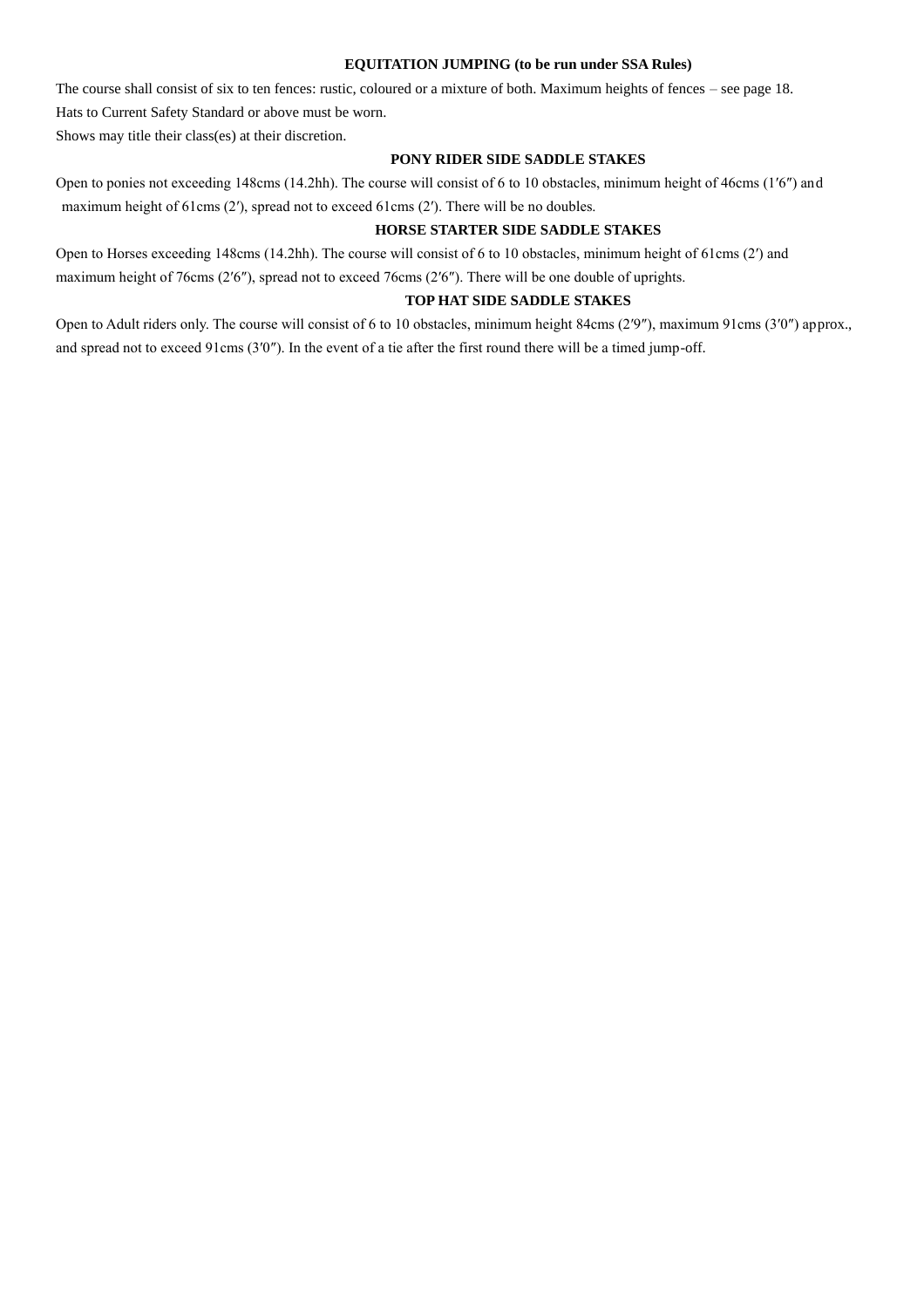## EQUITATION JUMPING (to be run under SSA Rules)

The course shall consist of six to ten fences: rustic, coloured or a mixture of both. Maximum heights of fences – see page 18.

Hats to Current Safety Standard or above must be worn.

Shows may title their class(es) at their discretion.

### PONY RIDER SIDE SADDLE STAKES

Open to ponies not exceeding 148cms (14.2hh). The course will consist of 6 to 10 obstacles, minimum height of 46cms (1′6″) and maximum height of 61cms (2′), spread not to exceed 61cms (2′). There will be no doubles.

### HORSE STARTER SIDE SADDLE STAKES

Open to Horses exceeding 148cms (14.2hh). The course will consist of 6 to 10 obstacles, minimum height of 61cms (2′) and maximum height of 76cms (2′6″), spread not to exceed 76cms (2′6″). There will be one double of uprights.

### TOP HAT SIDE SADDLE STAKES

Open to Adult riders only. The course will consist of 6 to 10 obstacles, minimum height 84cms (2′9″), maximum 91cms (3′0″) approx., and spread not to exceed 91cms (3′0″). In the event of a tie after the first round there will be a timed jump-off.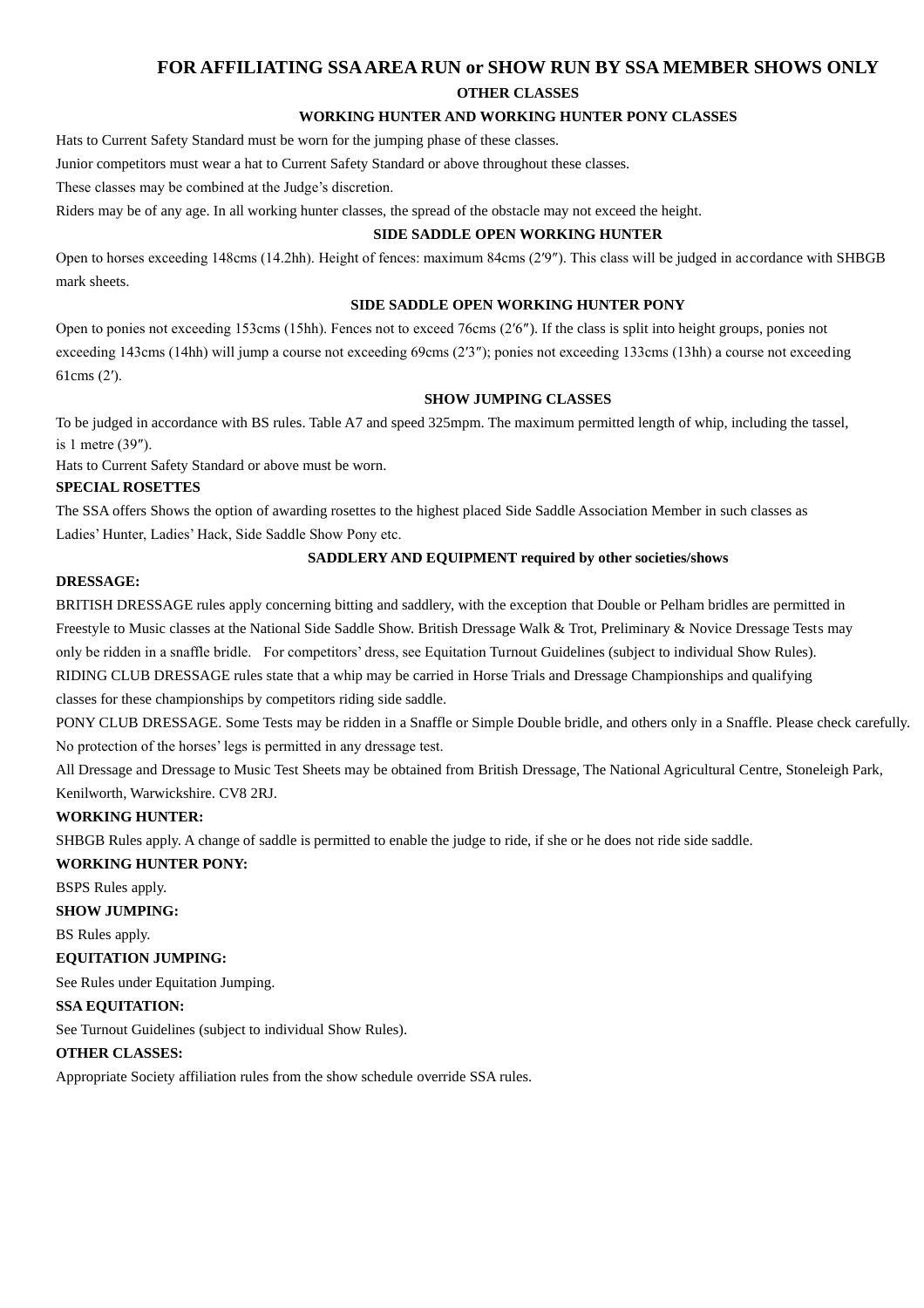# FOR AFFILIATING SSA AREA RUN or SHOW RUN BY SSA MEMBER SHOWS ONLY

## OTHER CLASSES

### WORKING HUNTER AND WORKING HUNTER PONY CLASSES

Hats to Current Safety Standard must be worn for the jumping phase of these classes.

Junior competitors must wear a hat to Current Safety Standard or above throughout these classes.

These classes may be combined at the Judge's discretion.

Riders may be of any age. In all working hunter classes, the spread of the obstacle may not exceed the height.

### SIDE SADDLE OPEN WORKING HUNTER

Open to horses exceeding 148cms (14.2hh). Height of fences: maximum 84cms (2′9″). This class will be judged in accordance with SHBGB mark sheets.

### SIDE SADDLE OPEN WORKING HUNTER PONY

Open to ponies not exceeding 153cms (15hh). Fences not to exceed 76cms (2′6″). If the class is split into height groups, ponies not exceeding 143cms (14hh) will jump a course not exceeding 69cms (2′3″); ponies not exceeding 133cms (13hh) a course not exceeding 61cms (2′).

### SHOW JUMPING CLASSES

To be judged in accordance with BS rules. Table A7 and speed 325mpm. The maximum permitted length of whip, including the tassel, is 1 metre (39″).

Hats to Current Safety Standard or above must be worn.

**SPECIAL ROSETTES**

The SSA offers Shows the option of awarding rosettes to the highest placed Side Saddle Association Member in such classes as Ladies' Hunter, Ladies' Hack, Side Saddle Show Pony etc.

### SADDLERY AND EQUIPMENT required by other societies/shows

**DRESSAGE:**

BRITISH DRESSAGE rules apply concerning bitting and saddlery, with the exception that Double or Pelham bridles are permitted in Freestyle to Music classes at the National Side Saddle Show. British Dressage Walk & Trot, Preliminary & Novice Dressage Tests may only be ridden in a snaffle bridle. For competitors' dress, see Equitation Turnout Guidelines (subject to individual Show Rules).

RIDING CLUB DRESSAGE rules state that a whip may be carried in Horse Trials and Dressage Championships and qualifying classes for these championships by competitors riding side saddle.

PONY CLUB DRESSAGE. Some Tests may be ridden in a Snaffle or Simple Double bridle, and others only in a Snaffle. Please check carefully. No protection of the horses' legs is permitted in any dressage test.

All Dressage and Dressage to Music Test Sheets may be obtained from British Dressage, The National Agricultural Centre, Stoneleigh Park, Kenilworth, Warwickshire. CV8 2RJ.

**WORKING HUNTER:**

SHBGB Rules apply. A change of saddle is permitted to enable the judge to ride, if she or he does not ride side saddle.

**WORKING HUNTER PONY:**

BSPS Rules apply.

**SHOW JUMPING:**

BS Rules apply.

**EQUITATION JUMPING:**

See Rules under Equitation Jumping.

**SSA EQUITATION:**

See Turnout Guidelines (subject to individual Show Rules).

**OTHER CLASSES:**

Appropriate Society affiliation rules from the show schedule override SSA rules.